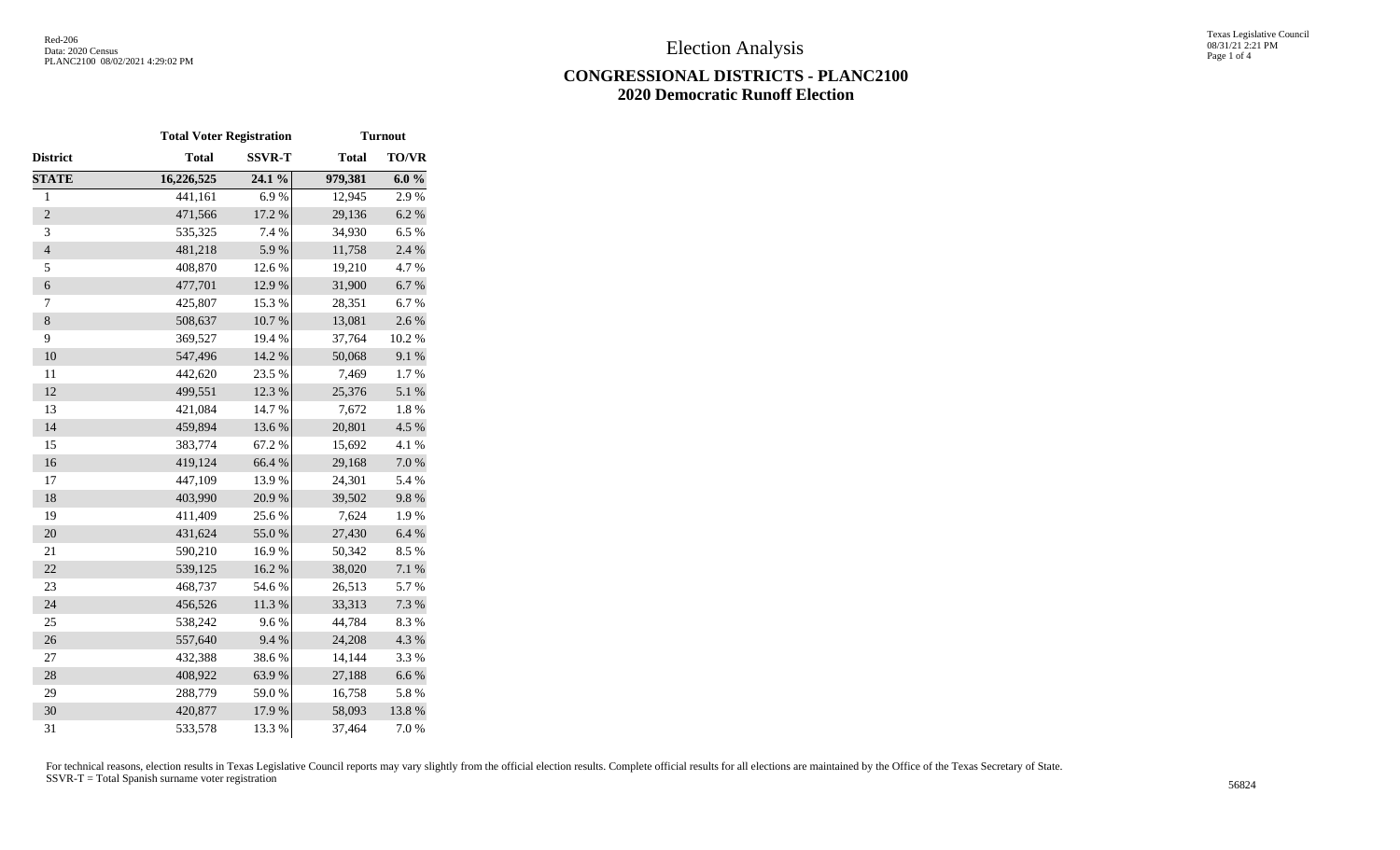# Election Analysis

## CONGRESSIONAL DISTRICTS - PLANC2100
## 2020 Democratic Runoff Election

| | Total Voter Registration | | Turnout | |
|---|---|---|---|---|
| District | Total | SSVR-T | Total | TO/VR |
| **STATE** | **16,226,525** | **24.1 %** | **979,381** | **6.0 %** |
| 1 | 441,161 | 6.9 % | 12,945 | 2.9 % |
| 2 | 471,566 | 17.2 % | 29,136 | 6.2 % |
| 3 | 535,325 | 7.4 % | 34,930 | 6.5 % |
| 4 | 481,218 | 5.9 % | 11,758 | 2.4 % |
| 5 | 408,870 | 12.6 % | 19,210 | 4.7 % |
| 6 | 477,701 | 12.9 % | 31,900 | 6.7 % |
| 7 | 425,807 | 15.3 % | 28,351 | 6.7 % |
| 8 | 508,637 | 10.7 % | 13,081 | 2.6 % |
| 9 | 369,527 | 19.4 % | 37,764 | 10.2 % |
| 10 | 547,496 | 14.2 % | 50,068 | 9.1 % |
| 11 | 442,620 | 23.5 % | 7,469 | 1.7 % |
| 12 | 499,551 | 12.3 % | 25,376 | 5.1 % |
| 13 | 421,084 | 14.7 % | 7,672 | 1.8 % |
| 14 | 459,894 | 13.6 % | 20,801 | 4.5 % |
| 15 | 383,774 | 67.2 % | 15,692 | 4.1 % |
| 16 | 419,124 | 66.4 % | 29,168 | 7.0 % |
| 17 | 447,109 | 13.9 % | 24,301 | 5.4 % |
| 18 | 403,990 | 20.9 % | 39,502 | 9.8 % |
| 19 | 411,409 | 25.6 % | 7,624 | 1.9 % |
| 20 | 431,624 | 55.0 % | 27,430 | 6.4 % |
| 21 | 590,210 | 16.9 % | 50,342 | 8.5 % |
| 22 | 539,125 | 16.2 % | 38,020 | 7.1 % |
| 23 | 468,737 | 54.6 % | 26,513 | 5.7 % |
| 24 | 456,526 | 11.3 % | 33,313 | 7.3 % |
| 25 | 538,242 | 9.6 % | 44,784 | 8.3 % |
| 26 | 557,640 | 9.4 % | 24,208 | 4.3 % |
| 27 | 432,388 | 38.6 % | 14,144 | 3.3 % |
| 28 | 408,922 | 63.9 % | 27,188 | 6.6 % |
| 29 | 288,779 | 59.0 % | 16,758 | 5.8 % |
| 30 | 420,877 | 17.9 % | 58,093 | 13.8 % |
| 31 | 533,578 | 13.3 % | 37,464 | 7.0 % |

For technical reasons, election results in Texas Legislative Council reports may vary slightly from the official election results. Complete official results for all elections are maintained by the Office of the Texas Secretary of State.
SSVR-T = Total Spanish surname voter registration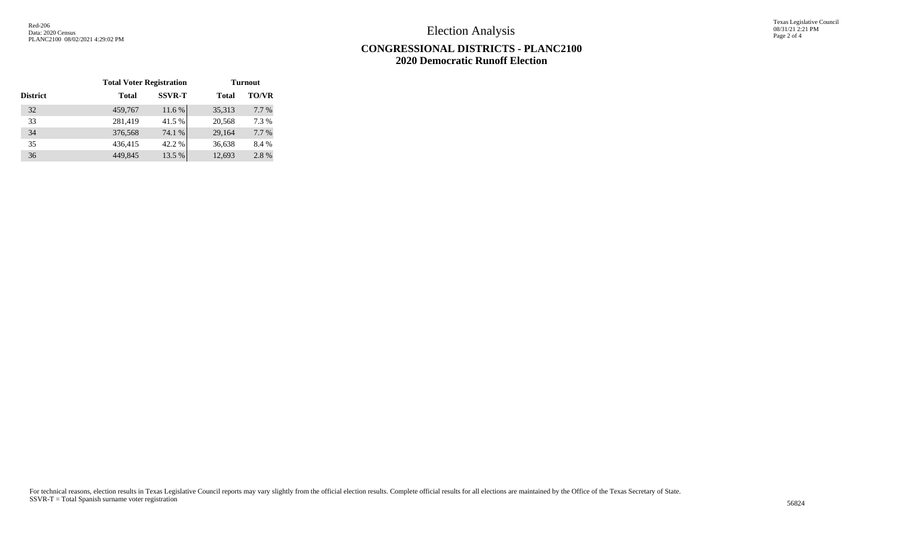# Election Analysis

## CONGRESSIONAL DISTRICTS - PLANC2100
## 2020 Democratic Runoff Election

| | Total Voter Registration | | Turnout | |
|---|---|---|---|---|
| District | Total | SSVR-T | Total | TO/VR |
| 32 | 459,767 | 11.6 % | 35,313 | 7.7 % |
| 33 | 281,419 | 41.5 % | 20,568 | 7.3 % |
| 34 | 376,568 | 74.1 % | 29,164 | 7.7 % |
| 35 | 436,415 | 42.2 % | 36,638 | 8.4 % |
| 36 | 449,845 | 13.5 % | 12,693 | 2.8 % |

For technical reasons, election results in Texas Legislative Council reports may vary slightly from the official election results. Complete official results for all elections are maintained by the Office of the Texas Secretary of State.
SSVR-T = Total Spanish surname voter registration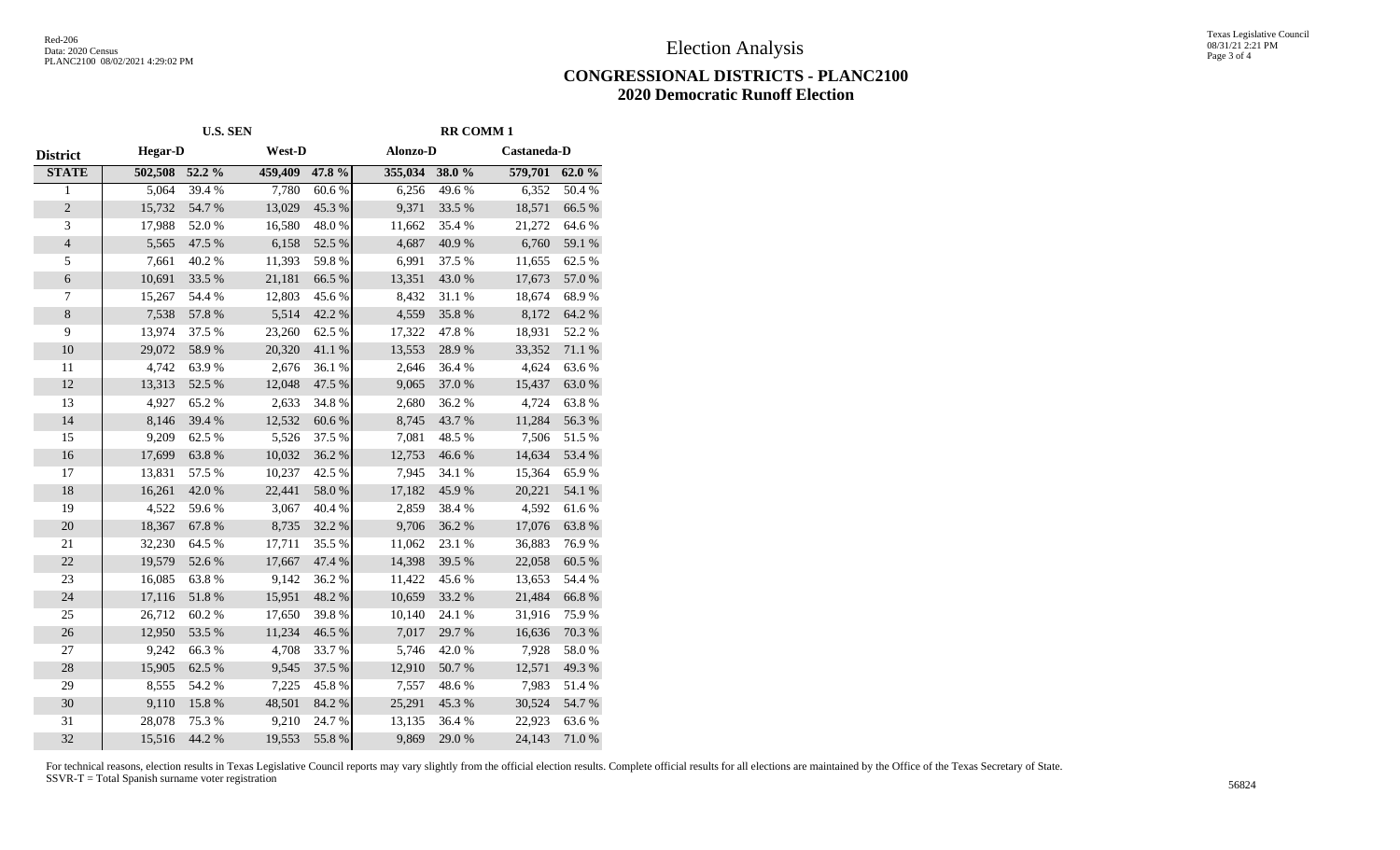# Election Analysis

## CONGRESSIONAL DISTRICTS - PLANC2100
## 2020 Democratic Runoff Election

| | U.S. SEN | | | | RR COMM 1 | | | |
|---|---|---|---|---|---|---|---|---|
| District | Hegar-D | | West-D | | Alonzo-D | | Castaneda-D | |
| STATE | 502,508 | 52.2 % | 459,409 | 47.8 % | 355,034 | 38.0 % | 579,701 | 62.0 % |
| 1 | 5,064 | 39.4 % | 7,780 | 60.6 % | 6,256 | 49.6 % | 6,352 | 50.4 % |
| 2 | 15,732 | 54.7 % | 13,029 | 45.3 % | 9,371 | 33.5 % | 18,571 | 66.5 % |
| 3 | 17,988 | 52.0 % | 16,580 | 48.0 % | 11,662 | 35.4 % | 21,272 | 64.6 % |
| 4 | 5,565 | 47.5 % | 6,158 | 52.5 % | 4,687 | 40.9 % | 6,760 | 59.1 % |
| 5 | 7,661 | 40.2 % | 11,393 | 59.8 % | 6,991 | 37.5 % | 11,655 | 62.5 % |
| 6 | 10,691 | 33.5 % | 21,181 | 66.5 % | 13,351 | 43.0 % | 17,673 | 57.0 % |
| 7 | 15,267 | 54.4 % | 12,803 | 45.6 % | 8,432 | 31.1 % | 18,674 | 68.9 % |
| 8 | 7,538 | 57.8 % | 5,514 | 42.2 % | 4,559 | 35.8 % | 8,172 | 64.2 % |
| 9 | 13,974 | 37.5 % | 23,260 | 62.5 % | 17,322 | 47.8 % | 18,931 | 52.2 % |
| 10 | 29,072 | 58.9 % | 20,320 | 41.1 % | 13,553 | 28.9 % | 33,352 | 71.1 % |
| 11 | 4,742 | 63.9 % | 2,676 | 36.1 % | 2,646 | 36.4 % | 4,624 | 63.6 % |
| 12 | 13,313 | 52.5 % | 12,048 | 47.5 % | 9,065 | 37.0 % | 15,437 | 63.0 % |
| 13 | 4,927 | 65.2 % | 2,633 | 34.8 % | 2,680 | 36.2 % | 4,724 | 63.8 % |
| 14 | 8,146 | 39.4 % | 12,532 | 60.6 % | 8,745 | 43.7 % | 11,284 | 56.3 % |
| 15 | 9,209 | 62.5 % | 5,526 | 37.5 % | 7,081 | 48.5 % | 7,506 | 51.5 % |
| 16 | 17,699 | 63.8 % | 10,032 | 36.2 % | 12,753 | 46.6 % | 14,634 | 53.4 % |
| 17 | 13,831 | 57.5 % | 10,237 | 42.5 % | 7,945 | 34.1 % | 15,364 | 65.9 % |
| 18 | 16,261 | 42.0 % | 22,441 | 58.0 % | 17,182 | 45.9 % | 20,221 | 54.1 % |
| 19 | 4,522 | 59.6 % | 3,067 | 40.4 % | 2,859 | 38.4 % | 4,592 | 61.6 % |
| 20 | 18,367 | 67.8 % | 8,735 | 32.2 % | 9,706 | 36.2 % | 17,076 | 63.8 % |
| 21 | 32,230 | 64.5 % | 17,711 | 35.5 % | 11,062 | 23.1 % | 36,883 | 76.9 % |
| 22 | 19,579 | 52.6 % | 17,667 | 47.4 % | 14,398 | 39.5 % | 22,058 | 60.5 % |
| 23 | 16,085 | 63.8 % | 9,142 | 36.2 % | 11,422 | 45.6 % | 13,653 | 54.4 % |
| 24 | 17,116 | 51.8 % | 15,951 | 48.2 % | 10,659 | 33.2 % | 21,484 | 66.8 % |
| 25 | 26,712 | 60.2 % | 17,650 | 39.8 % | 10,140 | 24.1 % | 31,916 | 75.9 % |
| 26 | 12,950 | 53.5 % | 11,234 | 46.5 % | 7,017 | 29.7 % | 16,636 | 70.3 % |
| 27 | 9,242 | 66.3 % | 4,708 | 33.7 % | 5,746 | 42.0 % | 7,928 | 58.0 % |
| 28 | 15,905 | 62.5 % | 9,545 | 37.5 % | 12,910 | 50.7 % | 12,571 | 49.3 % |
| 29 | 8,555 | 54.2 % | 7,225 | 45.8 % | 7,557 | 48.6 % | 7,983 | 51.4 % |
| 30 | 9,110 | 15.8 % | 48,501 | 84.2 % | 25,291 | 45.3 % | 30,524 | 54.7 % |
| 31 | 28,078 | 75.3 % | 9,210 | 24.7 % | 13,135 | 36.4 % | 22,923 | 63.6 % |
| 32 | 15,516 | 44.2 % | 19,553 | 55.8 % | 9,869 | 29.0 % | 24,143 | 71.0 % |

For technical reasons, election results in Texas Legislative Council reports may vary slightly from the official election results. Complete official results for all elections are maintained by the Office of the Texas Secretary of State.
SSVR-T = Total Spanish surname voter registration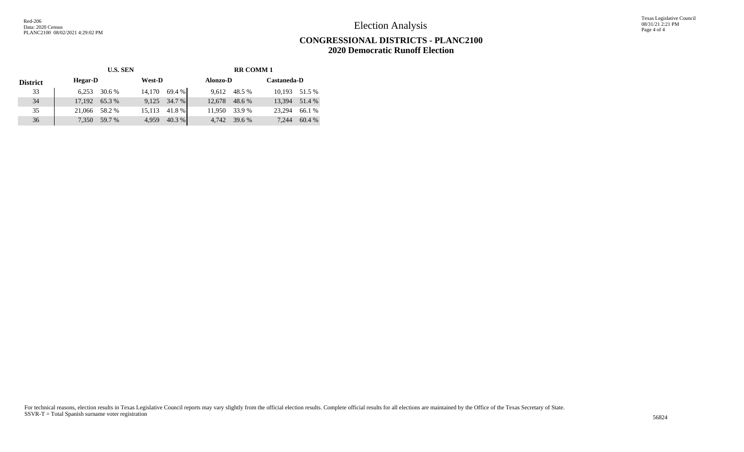# Election Analysis

## CONGRESSIONAL DISTRICTS - PLANC2100
## 2020 Democratic Runoff Election

| | U.S. SEN | | | | RR COMM 1 | | | |
|---|---|---|---|---|---|---|---|---|
| District | Hegar-D | | West-D | | Alonzo-D | | Castaneda-D | |
| 33 | 6,253 | 30.6 % | 14,170 | 69.4 % | 9,612 | 48.5 % | 10,193 | 51.5 % |
| 34 | 17,192 | 65.3 % | 9,125 | 34.7 % | 12,678 | 48.6 % | 13,394 | 51.4 % |
| 35 | 21,066 | 58.2 % | 15,113 | 41.8 % | 11,950 | 33.9 % | 23,294 | 66.1 % |
| 36 | 7,350 | 59.7 % | 4,959 | 40.3 % | 4,742 | 39.6 % | 7,244 | 60.4 % |

For technical reasons, election results in Texas Legislative Council reports may vary slightly from the official election results. Complete official results for all elections are maintained by the Office of the Texas Secretary of State.
SSVR-T = Total Spanish surname voter registration